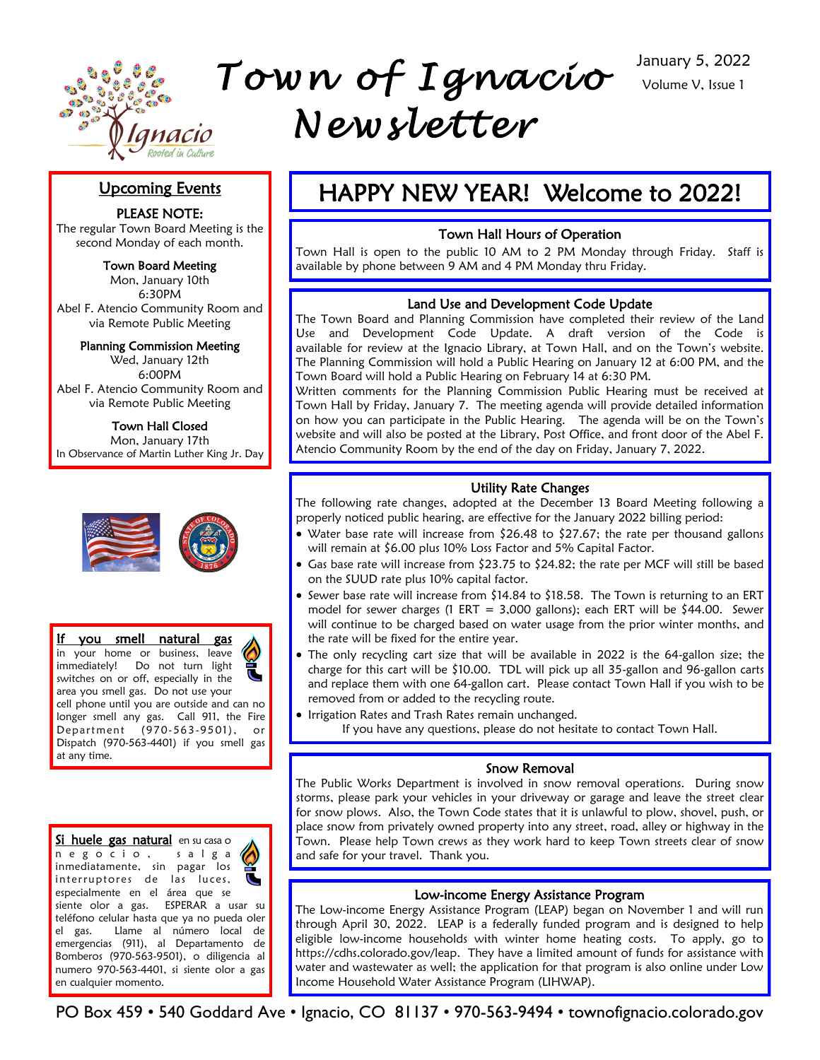# Town of Ignacio Newsletter

January 5, 2022
Volume V, Issue 1

## Upcoming Events

**PLEASE NOTE:**
The regular Town Board Meeting is the second Monday of each month.

**Town Board Meeting**
Mon, January 10th
6:30PM
Abel F. Atencio Community Room and via Remote Public Meeting

**Planning Commission Meeting**
Wed, January 12th
6:00PM
Abel F. Atencio Community Room and via Remote Public Meeting

**Town Hall Closed**
Mon, January 17th
In Observance of Martin Luther King Jr. Day

**If you smell natural gas** in your home or business, leave immediately! Do not turn light switches on or off, especially in the area you smell gas. Do not use your cell phone until you are outside and can no longer smell any gas. Call 911, the Fire Department (970-563-9501), or Dispatch (970-563-4401) if you smell gas at any time.

**Si huele gas natural** en su casa o negocio, salga inmediatamente, sin pagar los interruptores de las luces, especialmente en el área que se siente olor a gas. ESPERAR a usar su teléfono celular hasta que ya no pueda oler el gas. Llame al número local de emergencias (911), al Departamento de Bomberos (970-563-9501), o diligencia al numero 970-563-4401, si siente olor a gas en cualquier momento.

# HAPPY NEW YEAR! Welcome to 2022!

## Town Hall Hours of Operation

Town Hall is open to the public 10 AM to 2 PM Monday through Friday. Staff is available by phone between 9 AM and 4 PM Monday thru Friday.

## Land Use and Development Code Update

The Town Board and Planning Commission have completed their review of the Land Use and Development Code Update. A draft version of the Code is available for review at the Ignacio Library, at Town Hall, and on the Town's website. The Planning Commission will hold a Public Hearing on January 12 at 6:00 PM, and the Town Board will hold a Public Hearing on February 14 at 6:30 PM.

Written comments for the Planning Commission Public Hearing must be received at Town Hall by Friday, January 7. The meeting agenda will provide detailed information on how you can participate in the Public Hearing. The agenda will be on the Town's website and will also be posted at the Library, Post Office, and front door of the Abel F. Atencio Community Room by the end of the day on Friday, January 7, 2022.

## Utility Rate Changes

The following rate changes, adopted at the December 13 Board Meeting following a properly noticed public hearing, are effective for the January 2022 billing period:

- Water base rate will increase from $26.48 to $27.67; the rate per thousand gallons will remain at $6.00 plus 10% Loss Factor and 5% Capital Factor.
- Gas base rate will increase from $23.75 to $24.82; the rate per MCF will still be based on the SUUD rate plus 10% capital factor.
- Sewer base rate will increase from $14.84 to $18.58. The Town is returning to an ERT model for sewer charges (1 ERT = 3,000 gallons); each ERT will be $44.00. Sewer will continue to be charged based on water usage from the prior winter months, and the rate will be fixed for the entire year.
- The only recycling cart size that will be available in 2022 is the 64-gallon size; the charge for this cart will be $10.00. TDL will pick up all 35-gallon and 96-gallon carts and replace them with one 64-gallon cart. Please contact Town Hall if you wish to be removed from or added to the recycling route.
- Irrigation Rates and Trash Rates remain unchanged.

If you have any questions, please do not hesitate to contact Town Hall.

## Snow Removal

The Public Works Department is involved in snow removal operations. During snow storms, please park your vehicles in your driveway or garage and leave the street clear for snow plows. Also, the Town Code states that it is unlawful to plow, shovel, push, or place snow from privately owned property into any street, road, alley or highway in the Town. Please help Town crews as they work hard to keep Town streets clear of snow and safe for your travel. Thank you.

## Low-income Energy Assistance Program

The Low-income Energy Assistance Program (LEAP) began on November 1 and will run through April 30, 2022. LEAP is a federally funded program and is designed to help eligible low-income households with winter home heating costs. To apply, go to https://cdhs.colorado.gov/leap. They have a limited amount of funds for assistance with water and wastewater as well; the application for that program is also online under Low Income Household Water Assistance Program (LIHWAP).

PO Box 459 • 540 Goddard Ave • Ignacio, CO 81137 • 970-563-9494 • townofignacio.colorado.gov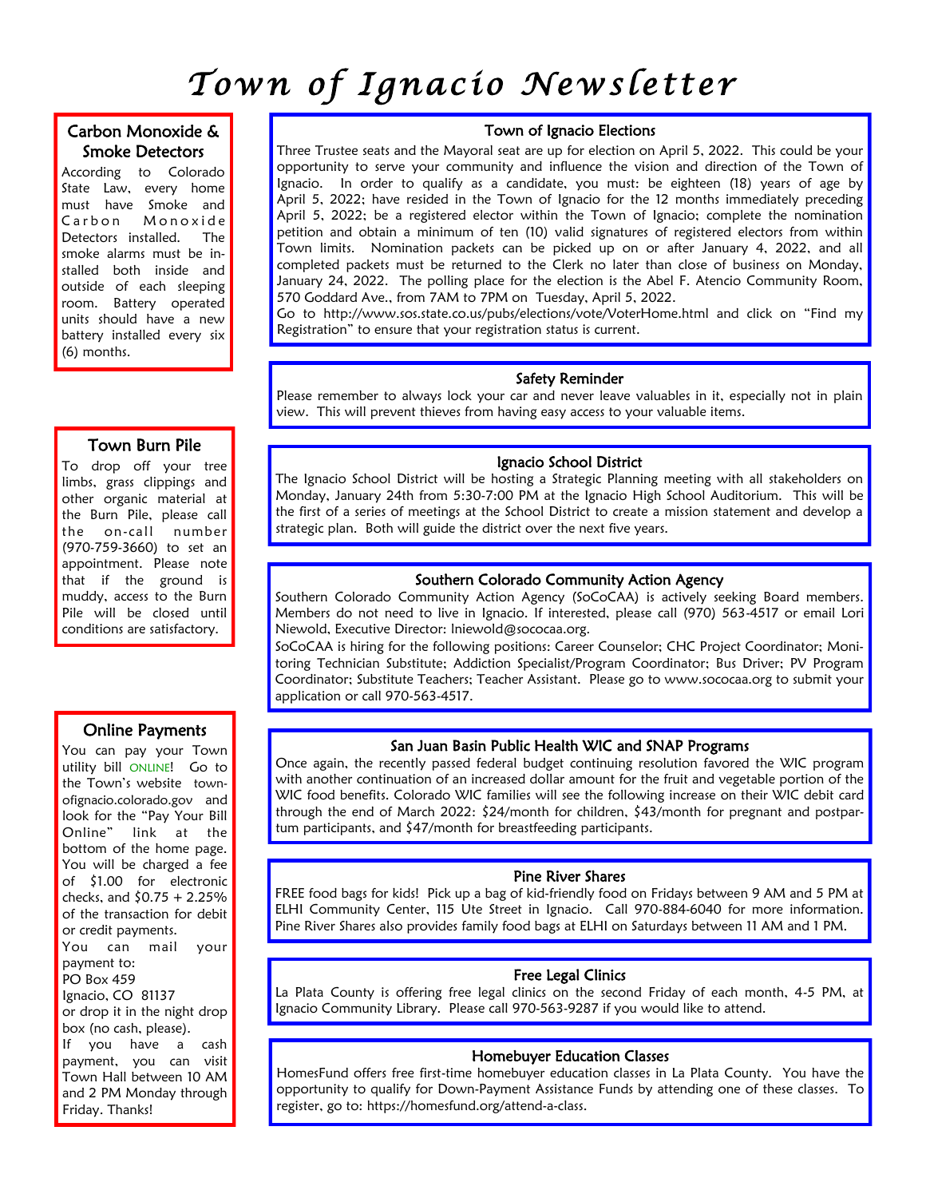# Town of Ignacio Newsletter

## Carbon Monoxide & Smoke Detectors

According to Colorado State Law, every home must have Smoke and Carbon Monoxide Detectors installed. The smoke alarms must be installed both inside and outside of each sleeping room. Battery operated units should have a new battery installed every six (6) months.

## Town Burn Pile

To drop off your tree limbs, grass clippings and other organic material at the Burn Pile, please call the on-call number (970-759-3660) to set an appointment. Please note that if the ground is muddy, access to the Burn Pile will be closed until conditions are satisfactory.

## Online Payments

You can pay your Town utility bill ONLINE! Go to the Town's website townofignacio.colorado.gov and look for the "Pay Your Bill Online" link at the bottom of the home page. You will be charged a fee of $1.00 for electronic checks, and $0.75 + 2.25% of the transaction for debit or credit payments.

You can mail your payment to:
PO Box 459
Ignacio, CO 81137
or drop it in the night drop box (no cash, please).

If you have a cash payment, you can visit Town Hall between 10 AM and 2 PM Monday through Friday. Thanks!

## Town of Ignacio Elections

Three Trustee seats and the Mayoral seat are up for election on April 5, 2022. This could be your opportunity to serve your community and influence the vision and direction of the Town of Ignacio. In order to qualify as a candidate, you must: be eighteen (18) years of age by April 5, 2022; have resided in the Town of Ignacio for the 12 months immediately preceding April 5, 2022; be a registered elector within the Town of Ignacio; complete the nomination petition and obtain a minimum of ten (10) valid signatures of registered electors from within Town limits. Nomination packets can be picked up on or after January 4, 2022, and all completed packets must be returned to the Clerk no later than close of business on Monday, January 24, 2022. The polling place for the election is the Abel F. Atencio Community Room, 570 Goddard Ave., from 7AM to 7PM on Tuesday, April 5, 2022.

Go to http://www.sos.state.co.us/pubs/elections/vote/VoterHome.html and click on "Find my Registration" to ensure that your registration status is current.

## Safety Reminder

Please remember to always lock your car and never leave valuables in it, especially not in plain view. This will prevent thieves from having easy access to your valuable items.

## Ignacio School District

The Ignacio School District will be hosting a Strategic Planning meeting with all stakeholders on Monday, January 24th from 5:30-7:00 PM at the Ignacio High School Auditorium. This will be the first of a series of meetings at the School District to create a mission statement and develop a strategic plan. Both will guide the district over the next five years.

## Southern Colorado Community Action Agency

Southern Colorado Community Action Agency (SoCoCAA) is actively seeking Board members. Members do not need to live in Ignacio. If interested, please call (970) 563-4517 or email Lori Niewold, Executive Director: lniewold@sococaa.org.

SoCoCAA is hiring for the following positions: Career Counselor; CHC Project Coordinator; Monitoring Technician Substitute; Addiction Specialist/Program Coordinator; Bus Driver; PV Program Coordinator; Substitute Teachers; Teacher Assistant. Please go to www.sococaa.org to submit your application or call 970-563-4517.

## San Juan Basin Public Health WIC and SNAP Programs

Once again, the recently passed federal budget continuing resolution favored the WIC program with another continuation of an increased dollar amount for the fruit and vegetable portion of the WIC food benefits. Colorado WIC families will see the following increase on their WIC debit card through the end of March 2022: $24/month for children, $43/month for pregnant and postpartum participants, and $47/month for breastfeeding participants.

## Pine River Shares

FREE food bags for kids! Pick up a bag of kid-friendly food on Fridays between 9 AM and 5 PM at ELHI Community Center, 115 Ute Street in Ignacio. Call 970-884-6040 for more information. Pine River Shares also provides family food bags at ELHI on Saturdays between 11 AM and 1 PM.

## Free Legal Clinics

La Plata County is offering free legal clinics on the second Friday of each month, 4-5 PM, at Ignacio Community Library. Please call 970-563-9287 if you would like to attend.

## Homebuyer Education Classes

HomesFund offers free first-time homebuyer education classes in La Plata County. You have the opportunity to qualify for Down-Payment Assistance Funds by attending one of these classes. To register, go to: https://homesfund.org/attend-a-class.